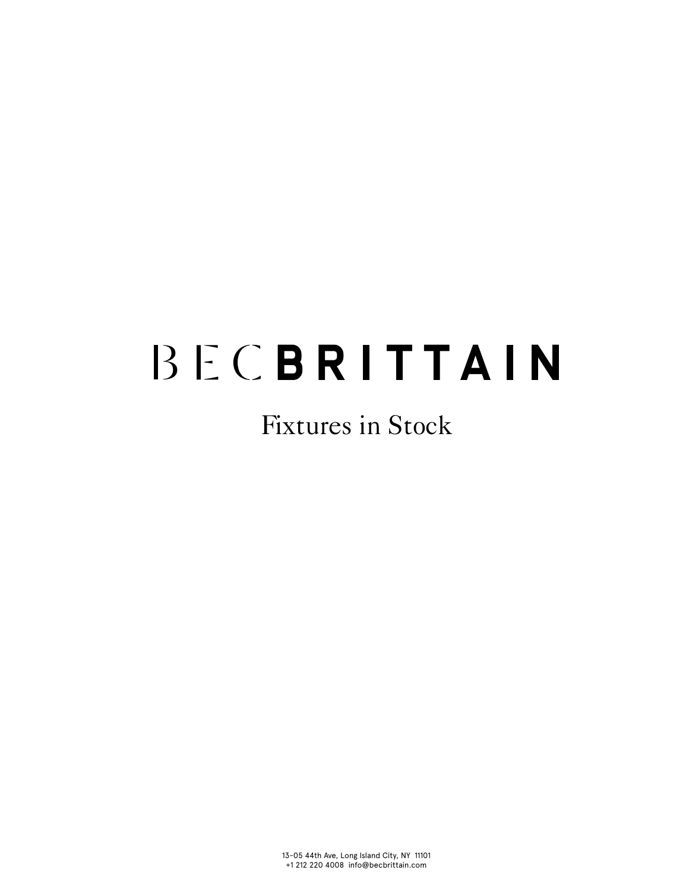# BEC BRITTAIN

## Fixtures in Stock

13-05 44th Ave, Long Island City, NY 11101
+1 212 220 4008 info@becbrittain.com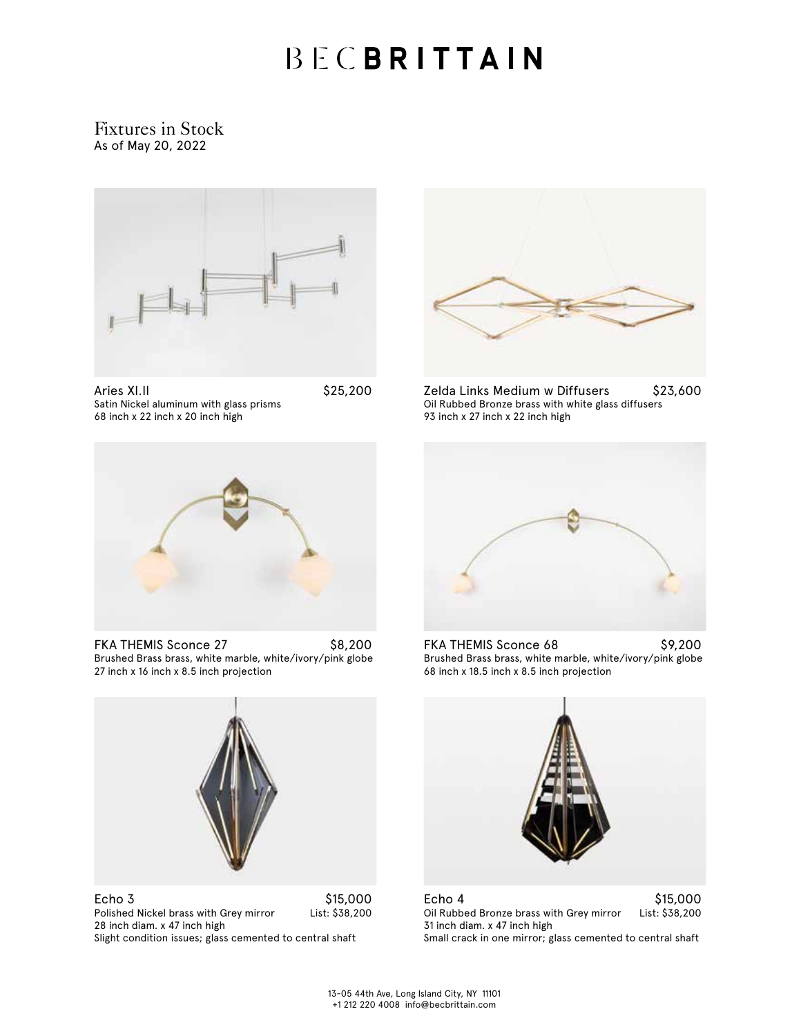# BEC BRITTAIN

## Fixtures in Stock

As of May 20, 2022

**Aries XI.II** — $25,200
Satin Nickel aluminum with glass prisms
68 inch x 22 inch x 20 inch high

**Zelda Links Medium w Diffusers** — $23,600
Oil Rubbed Bronze brass with white glass diffusers
93 inch x 27 inch x 22 inch high

**FKA THEMIS Sconce 27** — $8,200
Brushed Brass brass, white marble, white/ivory/pink globe
27 inch x 16 inch x 8.5 inch projection

**FKA THEMIS Sconce 68** — $9,200
Brushed Brass brass, white marble, white/ivory/pink globe
68 inch x 18.5 inch x 8.5 inch projection

**Echo 3** — $15,000
Polished Nickel brass with Grey mirror — List: $38,200
28 inch diam. x 47 inch high
Slight condition issues; glass cemented to central shaft

**Echo 4** — $15,000
Oil Rubbed Bronze brass with Grey mirror — List: $38,200
31 inch diam. x 47 inch high
Small crack in one mirror; glass cemented to central shaft

13-05 44th Ave, Long Island City, NY 11101
+1 212 220 4008 info@becbrittain.com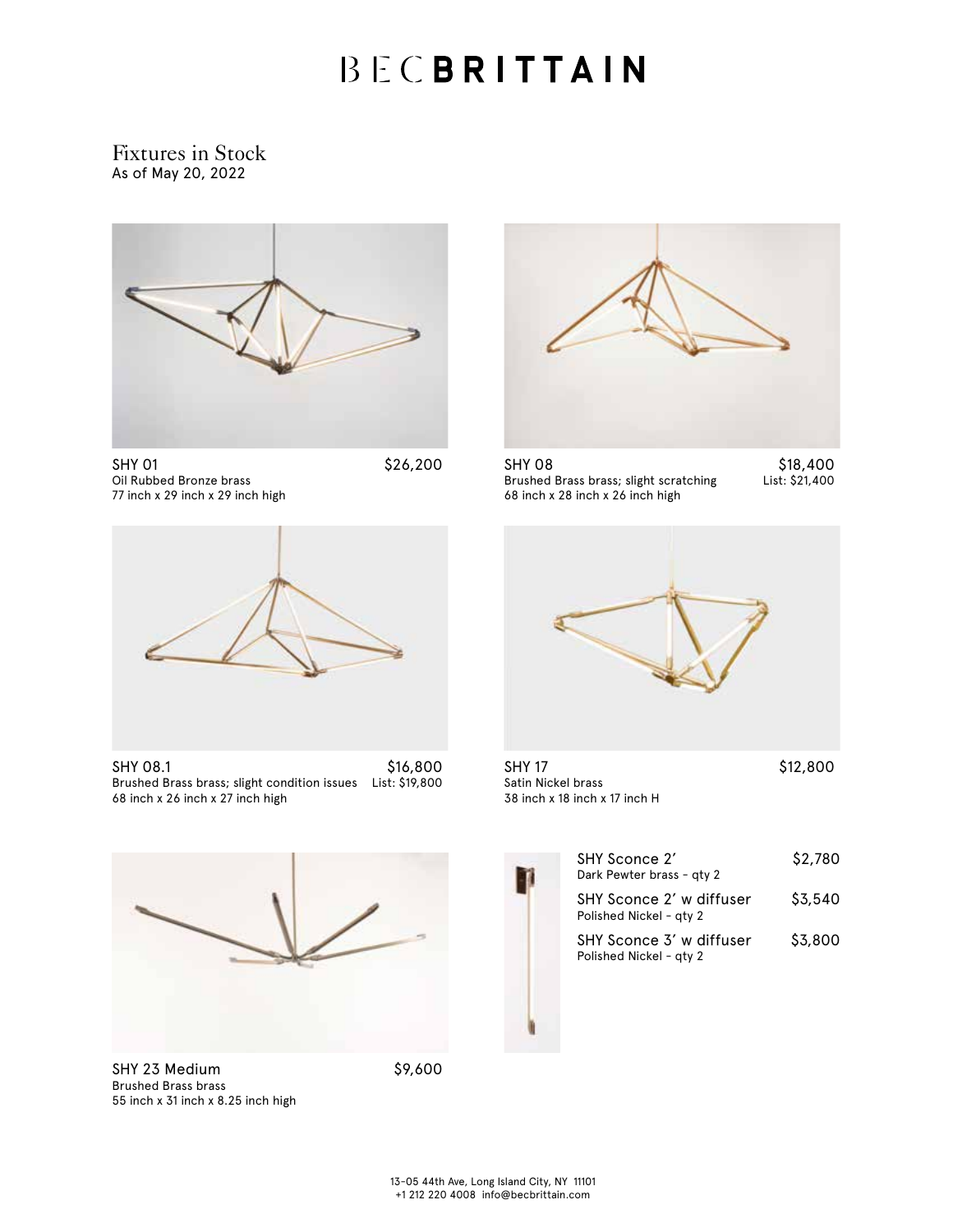# BECBRITTAIN

## Fixtures in Stock

As of May 20, 2022

**SHY 01** — $26,200
Oil Rubbed Bronze brass
77 inch x 29 inch x 29 inch high

**SHY 08** — $18,400
Brushed Brass brass; slight scratching — List: $21,400
68 inch x 28 inch x 26 inch high

**SHY 08.1** — $16,800
Brushed Brass brass; slight condition issues — List: $19,800
68 inch x 26 inch x 27 inch high

**SHY 17** — $12,800
Satin Nickel brass
38 inch x 18 inch x 17 inch H

**SHY 23 Medium** — $9,600
Brushed Brass brass
55 inch x 31 inch x 8.25 inch high

**SHY Sconce 2′** — $2,780
Dark Pewter brass - qty 2

**SHY Sconce 2′ w diffuser** — $3,540
Polished Nickel - qty 2

**SHY Sconce 3′ w diffuser** — $3,800
Polished Nickel - qty 2

13-05 44th Ave, Long Island City, NY 11101
+1 212 220 4008 info@becbrittain.com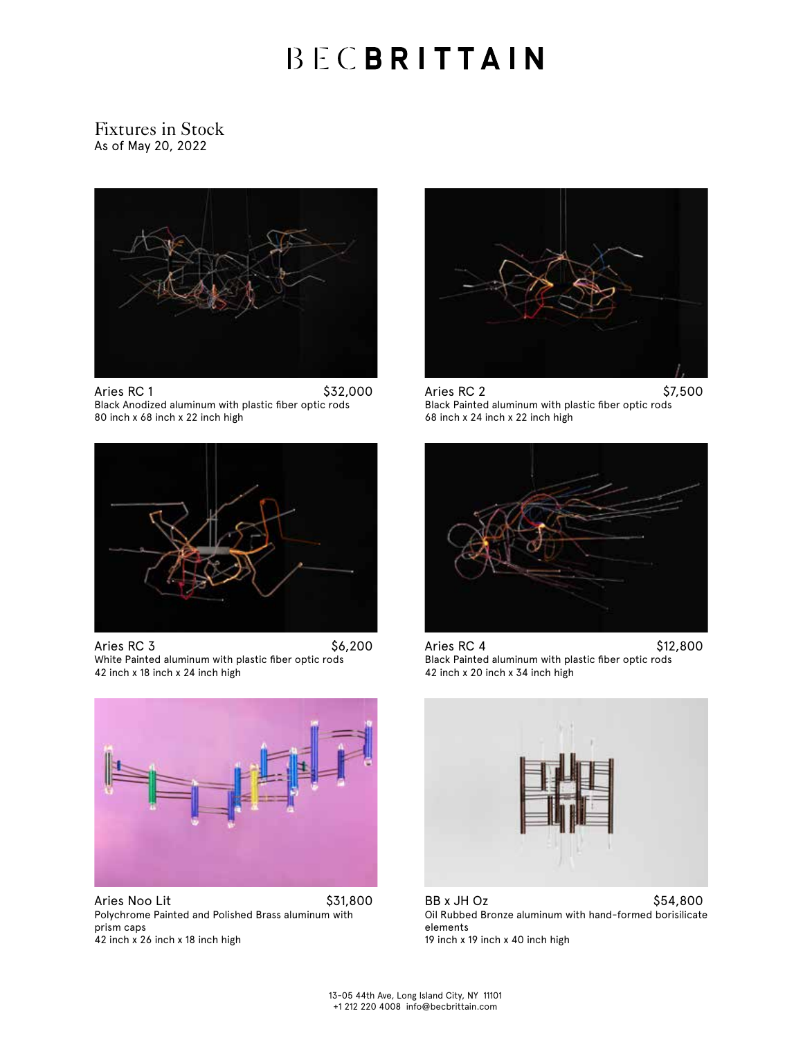# BEC BRITTAIN

## Fixtures in Stock

As of May 20, 2022

Aries RC 1 — $32,000
Black Anodized aluminum with plastic fiber optic rods
80 inch x 68 inch x 22 inch high

Aries RC 2 — $7,500
Black Painted aluminum with plastic fiber optic rods
68 inch x 24 inch x 22 inch high

Aries RC 3 — $6,200
White Painted aluminum with plastic fiber optic rods
42 inch x 18 inch x 24 inch high

Aries RC 4 — $12,800
Black Painted aluminum with plastic fiber optic rods
42 inch x 20 inch x 34 inch high

Aries Noo Lit — $31,800
Polychrome Painted and Polished Brass aluminum with prism caps
42 inch x 26 inch x 18 inch high

BB x JH Oz — $54,800
Oil Rubbed Bronze aluminum with hand-formed borisilicate elements
19 inch x 19 inch x 40 inch high

13-05 44th Ave, Long Island City, NY 11101
+1 212 220 4008 info@becbrittain.com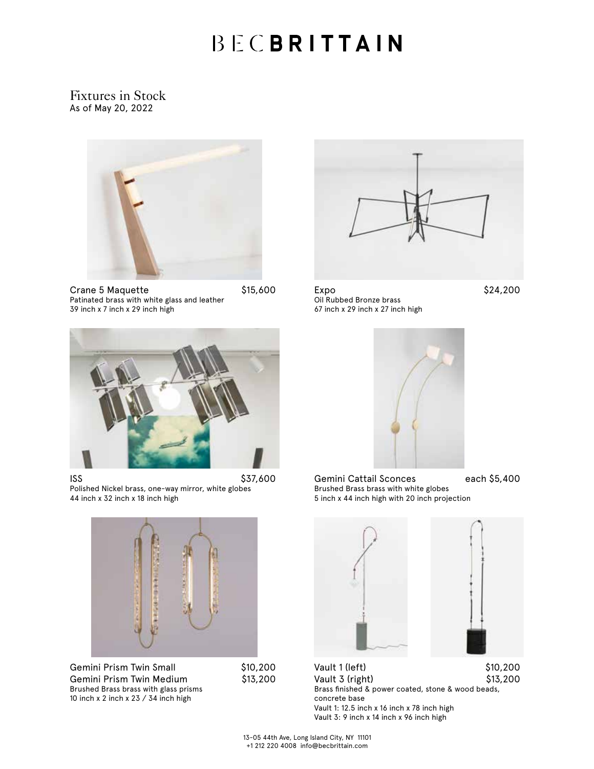# BEC BRITTAIN

## Fixtures in Stock
As of May 20, 2022

Crane 5 Maquette — $15,600
Patinated brass with white glass and leather
39 inch x 7 inch x 29 inch high

Expo — $24,200
Oil Rubbed Bronze brass
67 inch x 29 inch x 27 inch high

ISS — $37,600
Polished Nickel brass, one-way mirror, white globes
44 inch x 32 inch x 18 inch high

Gemini Cattail Sconces — each $5,400
Brushed Brass brass with white globes
5 inch x 44 inch high with 20 inch projection

Gemini Prism Twin Small — $10,200
Gemini Prism Twin Medium — $13,200
Brushed Brass brass with glass prisms
10 inch x 2 inch x 23 / 34 inch high

Vault 1 (left) — $10,200
Vault 3 (right) — $13,200
Brass finished & power coated, stone & wood beads, concrete base
Vault 1: 12.5 inch x 16 inch x 78 inch high
Vault 3: 9 inch x 14 inch x 96 inch high

13-05 44th Ave, Long Island City, NY 11101
+1 212 220 4008 info@becbrittain.com